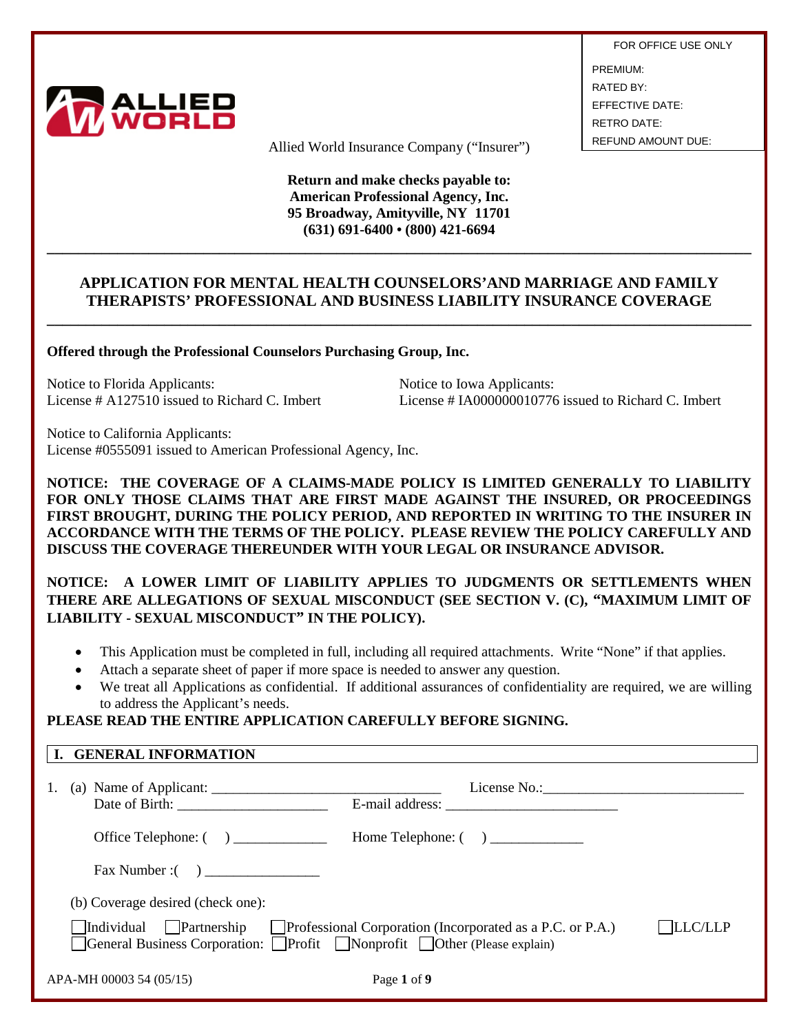| FOR OFFICE USE ONLY |
| --- |
| PREMIUM: |
| RATED BY: |
| EFFECTIVE DATE: |
| RETRO DATE: |
| REFUND AMOUNT DUE: |

Allied World Insurance Company ("Insurer")

**Return and make checks payable to:**
**American Professional Agency, Inc.**
**95 Broadway, Amityville, NY 11701**
**(631) 691-6400 • (800) 421-6694**

---

## APPLICATION FOR MENTAL HEALTH COUNSELORS' AND MARRIAGE AND FAMILY THERAPISTS' PROFESSIONAL AND BUSINESS LIABILITY INSURANCE COVERAGE

---

**Offered through the Professional Counselors Purchasing Group, Inc.**

Notice to Florida Applicants:
License # A127510 issued to Richard C. Imbert

Notice to Iowa Applicants:
License # IA000000010776 issued to Richard C. Imbert

Notice to California Applicants:
License #0555091 issued to American Professional Agency, Inc.

**NOTICE: THE COVERAGE OF A CLAIMS-MADE POLICY IS LIMITED GENERALLY TO LIABILITY FOR ONLY THOSE CLAIMS THAT ARE FIRST MADE AGAINST THE INSURED, OR PROCEEDINGS FIRST BROUGHT, DURING THE POLICY PERIOD, AND REPORTED IN WRITING TO THE INSURER IN ACCORDANCE WITH THE TERMS OF THE POLICY. PLEASE REVIEW THE POLICY CAREFULLY AND DISCUSS THE COVERAGE THEREUNDER WITH YOUR LEGAL OR INSURANCE ADVISOR.**

**NOTICE: A LOWER LIMIT OF LIABILITY APPLIES TO JUDGMENTS OR SETTLEMENTS WHEN THERE ARE ALLEGATIONS OF SEXUAL MISCONDUCT (SEE SECTION V. (C), "MAXIMUM LIMIT OF LIABILITY - SEXUAL MISCONDUCT" IN THE POLICY).**

- This Application must be completed in full, including all required attachments. Write "None" if that applies.
- Attach a separate sheet of paper if more space is needed to answer any question.
- We treat all Applications as confidential. If additional assurances of confidentiality are required, we are willing to address the Applicant's needs.

**PLEASE READ THE ENTIRE APPLICATION CAREFULLY BEFORE SIGNING.**

## I. GENERAL INFORMATION

1. (a) Name of Applicant: ________________________________ License No.:____________________________
   Date of Birth: ____________________ E-mail address: ________________________

   Office Telephone: ( ) _____________ Home Telephone: ( ) _____________

   Fax Number :( ) _______________

   (b) Coverage desired (check one):

   ☐ Individual ☐ Partnership ☐ Professional Corporation (Incorporated as a P.C. or P.A.) ☐ LLC/LLP
   ☐ General Business Corporation: ☐ Profit ☐ Nonprofit ☐ Other (Please explain)

APA-MH 00003 54 (05/15)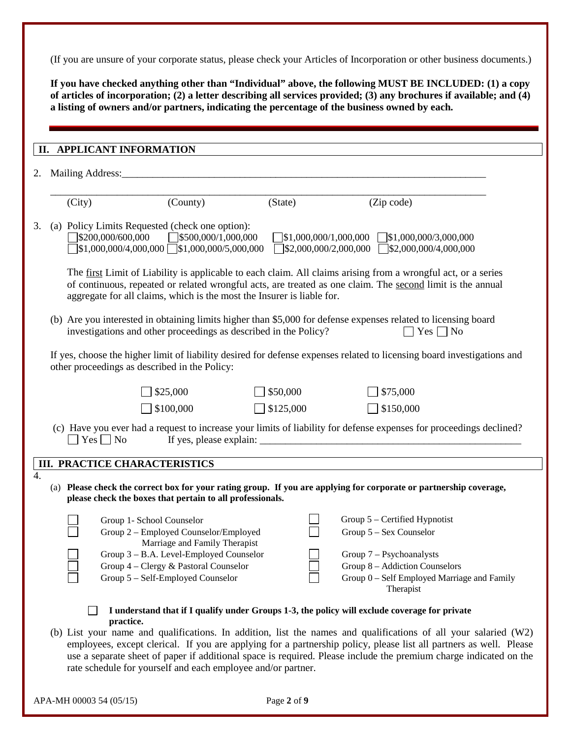(If you are unsure of your corporate status, please check your Articles of Incorporation or other business documents.)

**If you have checked anything other than "Individual" above, the following MUST BE INCLUDED: (1) a copy of articles of incorporation; (2) a letter describing all services provided; (3) any brochures if available; and (4) a listing of owners and/or partners, indicating the percentage of the business owned by each.**

## II. APPLICANT INFORMATION

2. Mailing Address:_______________________________________________________________________

_______________________________________________________________________________
(City) (County) (State) (Zip code)

3. (a) Policy Limits Requested (check one option):
   ☐ $200,000/600,000 ☐ $500,000/1,000,000 ☐ $1,000,000/1,000,000 ☐ $1,000,000/3,000,000
   ☐ $1,000,000/4,000,000 ☐ $1,000,000/5,000,000 ☐ $2,000,000/2,000,000 ☐ $2,000,000/4,000,000

   The first Limit of Liability is applicable to each claim. All claims arising from a wrongful act, or a series of continuous, repeated or related wrongful acts, are treated as one claim. The second limit is the annual aggregate for all claims, which is the most the Insurer is liable for.

   (b) Are you interested in obtaining limits higher than $5,000 for defense expenses related to licensing board investigations and other proceedings as described in the Policy? ☐ Yes ☐ No

   If yes, choose the higher limit of liability desired for defense expenses related to licensing board investigations and other proceedings as described in the Policy:

   ☐ $25,000 ☐ $50,000 ☐ $75,000
   ☐ $100,000 ☐ $125,000 ☐ $150,000

   (c) Have you ever had a request to increase your limits of liability for defense expenses for proceedings declined?
   ☐ Yes ☐ No If yes, please explain: _____________________________________________________

## III. PRACTICE CHARACTERISTICS

4. (a) **Please check the correct box for your rating group. If you are applying for corporate or partnership coverage, please check the boxes that pertain to all professionals.**

   ☐ Group 1- School Counselor
   ☐ Group 2 – Employed Counselor/Employed Marriage and Family Therapist
   ☐ Group 3 – B.A. Level-Employed Counselor
   ☐ Group 4 – Clergy & Pastoral Counselor
   ☐ Group 5 – Self-Employed Counselor
   ☐ Group 5 – Certified Hypnotist
   ☐ Group 5 – Sex Counselor
   ☐ Group 7 – Psychoanalysts
   ☐ Group 8 – Addiction Counselors
   ☐ Group 0 – Self Employed Marriage and Family Therapist

   ☐ **I understand that if I qualify under Groups 1-3, the policy will exclude coverage for private practice.**

   (b) List your name and qualifications. In addition, list the names and qualifications of all your salaried (W2) employees, except clerical. If you are applying for a partnership policy, please list all partners as well. Please use a separate sheet of paper if additional space is required. Please include the premium charge indicated on the rate schedule for yourself and each employee and/or partner.

APA-MH 00003 54 (05/15)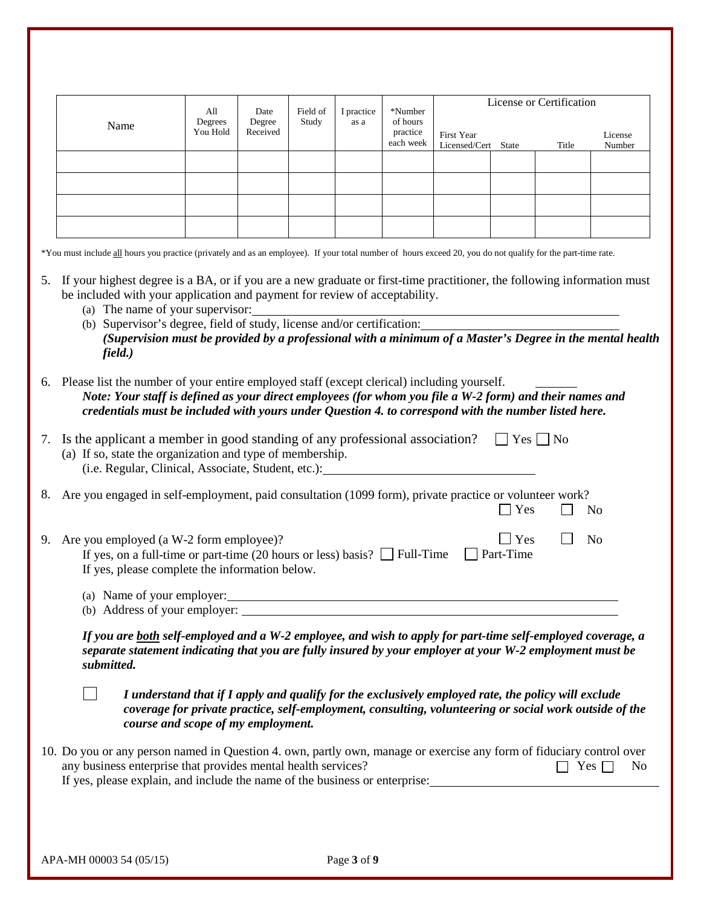| Name | All Degrees You Hold | Date Degree Received | Field of Study | I practice as a | *Number of hours practice each week | License or Certification | | | |
|---|---|---|---|---|---|---|---|---|---|
| | | | | | | First Year Licensed/Cert | State | Title | License Number |
| | | | | | | | | | |
| | | | | | | | | | |
| | | | | | | | | | |
| | | | | | | | | | |

*You must include <u>all</u> hours you practice (privately and as an employee). If your total number of hours exceed 20, you do not qualify for the part-time rate.

5. If your highest degree is a BA, or if you are a new graduate or first-time practitioner, the following information must be included with your application and payment for review of acceptability.
   (a) The name of your supervisor: ______________________________
   (b) Supervisor's degree, field of study, license and/or certification: ______________________________
   ***(Supervision must be provided by a professional with a minimum of a Master's Degree in the mental health field.)***

6. Please list the number of your entire employed staff (except clerical) including yourself. ______
   ***Note: Your staff is defined as your direct employees (for whom you file a W-2 form) and their names and credentials must be included with yours under Question 4. to correspond with the number listed here.***

7. Is the applicant a member in good standing of any professional association? ☐ Yes ☐ No
   (a) If so, state the organization and type of membership.
   (i.e. Regular, Clinical, Associate, Student, etc.): ______________________________

8. Are you engaged in self-employment, paid consultation (1099 form), private practice or volunteer work? ☐ Yes ☐ No

9. Are you employed (a W-2 form employee)? ☐ Yes ☐ No
   If yes, on a full-time or part-time (20 hours or less) basis? ☐ Full-Time ☐ Part-Time
   If yes, please complete the information below.

   (a) Name of your employer: ______________________________
   (b) Address of your employer: ______________________________

   ***If you are <u>both</u> self-employed and a W-2 employee, and wish to apply for part-time self-employed coverage, a separate statement indicating that you are fully insured by your employer at your W-2 employment must be submitted.***

   ☐ ***I understand that if I apply and qualify for the exclusively employed rate, the policy will exclude coverage for private practice, self-employment, consulting, volunteering or social work outside of the course and scope of my employment.***

10. Do you or any person named in Question 4. own, partly own, manage or exercise any form of fiduciary control over any business enterprise that provides mental health services? ☐ Yes ☐ No
    If yes, please explain, and include the name of the business or enterprise: ______________________________

APA-MH 00003 54 (05/15)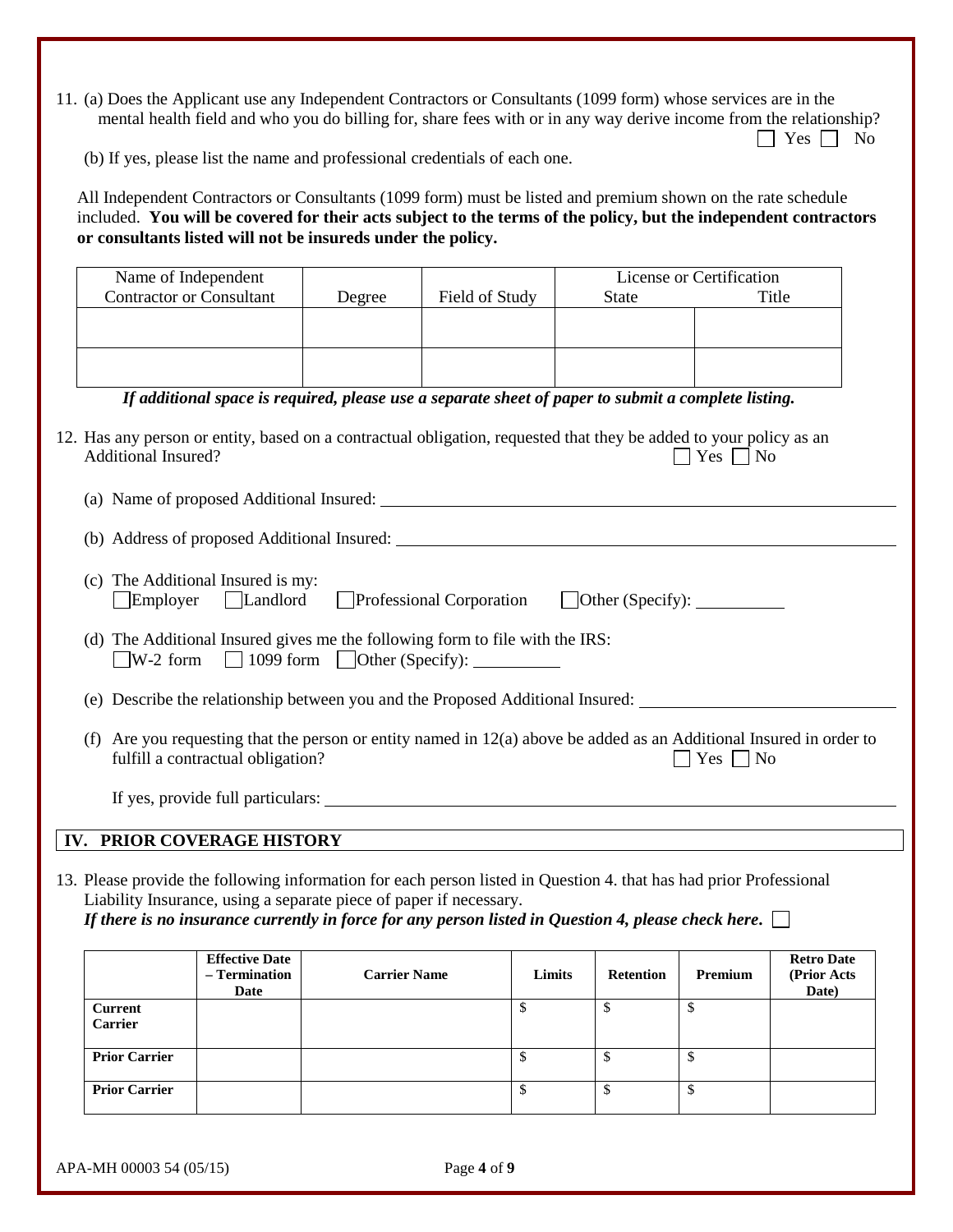11. (a) Does the Applicant use any Independent Contractors or Consultants (1099 form) whose services are in the mental health field and who you do billing for, share fees with or in any way derive income from the relationship? ☐ Yes ☐ No

    (b) If yes, please list the name and professional credentials of each one.

All Independent Contractors or Consultants (1099 form) must be listed and premium shown on the rate schedule included. **You will be covered for their acts subject to the terms of the policy, but the independent contractors or consultants listed will not be insureds under the policy.**

| Name of Independent Contractor or Consultant | Degree | Field of Study | License or Certification | |
|---|---|---|---|---|
| | | | State | Title |
| | | | | |
| | | | | |

***If additional space is required, please use a separate sheet of paper to submit a complete listing.***

12. Has any person or entity, based on a contractual obligation, requested that they be added to your policy as an Additional Insured? ☐ Yes ☐ No

    (a) Name of proposed Additional Insured: ______________________________

    (b) Address of proposed Additional Insured: ______________________________

    (c) The Additional Insured is my:
    ☐ Employer ☐ Landlord ☐ Professional Corporation ☐ Other (Specify): __________

    (d) The Additional Insured gives me the following form to file with the IRS:
    ☐ W-2 form ☐ 1099 form ☐ Other (Specify): __________

    (e) Describe the relationship between you and the Proposed Additional Insured: ______________________________

    (f) Are you requesting that the person or entity named in 12(a) above be added as an Additional Insured in order to fulfill a contractual obligation? ☐ Yes ☐ No

    If yes, provide full particulars: ______________________________

## IV. PRIOR COVERAGE HISTORY

13. Please provide the following information for each person listed in Question 4. that has had prior Professional Liability Insurance, using a separate piece of paper if necessary.
    ***If there is no insurance currently in force for any person listed in Question 4, please check here.*** ☐

| | Effective Date – Termination Date | Carrier Name | Limits | Retention | Premium | Retro Date (Prior Acts Date) |
|---|---|---|---|---|---|---|
| **Current Carrier** | | | $ | $ | $ | |
| **Prior Carrier** | | | $ | $ | $ | |
| **Prior Carrier** | | | $ | $ | $ | |

APA-MH 00003 54 (05/15)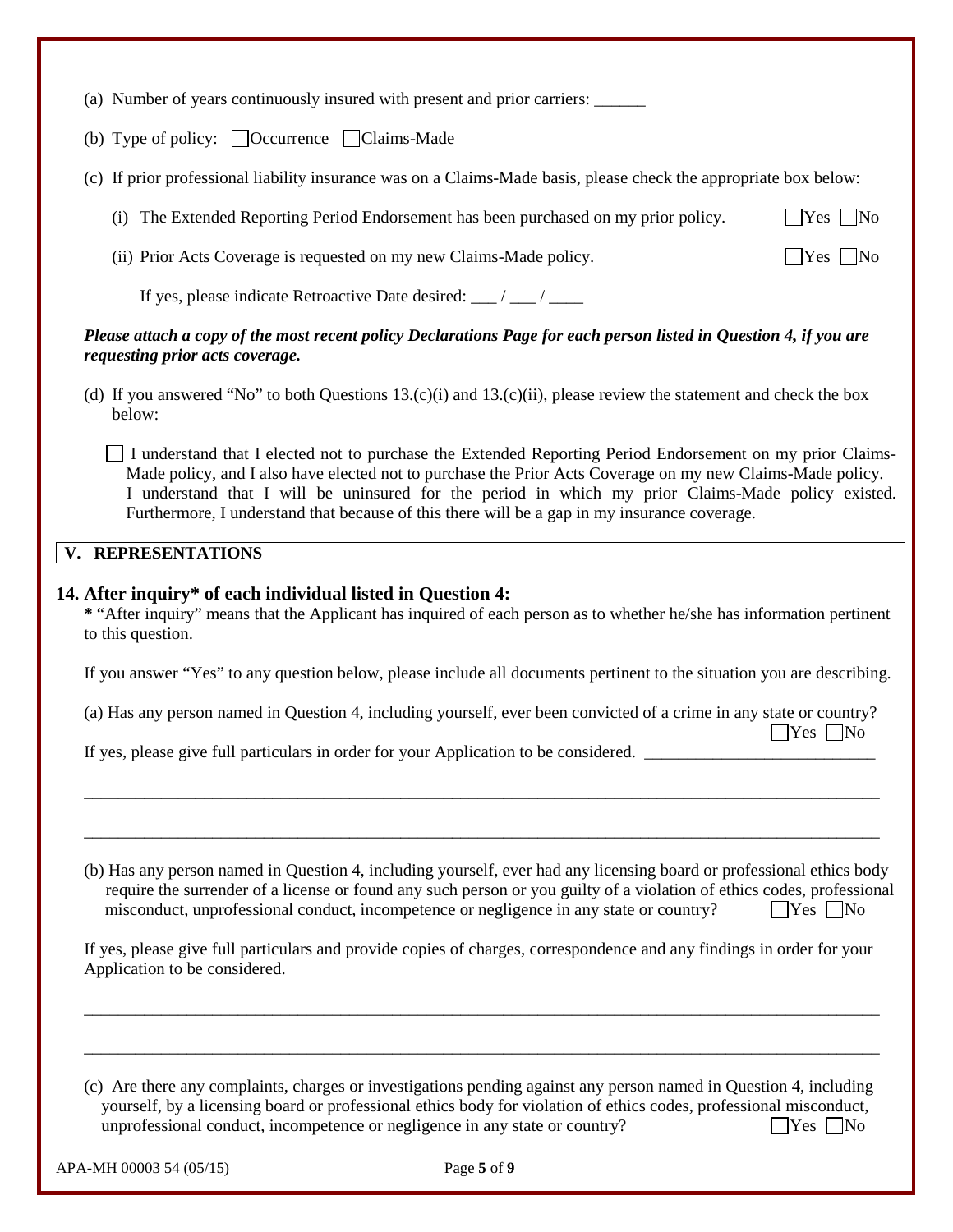(a) Number of years continuously insured with present and prior carriers: ______

(b) Type of policy: ☐ Occurrence ☐ Claims-Made

(c) If prior professional liability insurance was on a Claims-Made basis, please check the appropriate box below:

(i) The Extended Reporting Period Endorsement has been purchased on my prior policy. ☐ Yes ☐ No

(ii) Prior Acts Coverage is requested on my new Claims-Made policy. ☐ Yes ☐ No

If yes, please indicate Retroactive Date desired: ___ / ___ / ____

***Please attach a copy of the most recent policy Declarations Page for each person listed in Question 4, if you are requesting prior acts coverage.***

(d) If you answered "No" to both Questions 13.(c)(i) and 13.(c)(ii), please review the statement and check the box below:

☐ I understand that I elected not to purchase the Extended Reporting Period Endorsement on my prior Claims-Made policy, and I also have elected not to purchase the Prior Acts Coverage on my new Claims-Made policy. I understand that I will be uninsured for the period in which my prior Claims-Made policy existed. Furthermore, I understand that because of this there will be a gap in my insurance coverage.

## V. REPRESENTATIONS

### 14. After inquiry* of each individual listed in Question 4:

**\*** "After inquiry" means that the Applicant has inquired of each person as to whether he/she has information pertinent to this question.

If you answer "Yes" to any question below, please include all documents pertinent to the situation you are describing.

(a) Has any person named in Question 4, including yourself, ever been convicted of a crime in any state or country? ☐ Yes ☐ No

If yes, please give full particulars in order for your Application to be considered. ____________________________

_____________________________________________________________________________________________

_____________________________________________________________________________________________

(b) Has any person named in Question 4, including yourself, ever had any licensing board or professional ethics body require the surrender of a license or found any such person or you guilty of a violation of ethics codes, professional misconduct, unprofessional conduct, incompetence or negligence in any state or country? ☐ Yes ☐ No

If yes, please give full particulars and provide copies of charges, correspondence and any findings in order for your Application to be considered.

_____________________________________________________________________________________________

_____________________________________________________________________________________________

(c) Are there any complaints, charges or investigations pending against any person named in Question 4, including yourself, by a licensing board or professional ethics body for violation of ethics codes, professional misconduct, unprofessional conduct, incompetence or negligence in any state or country? ☐ Yes ☐ No

APA-MH 00003 54 (05/15)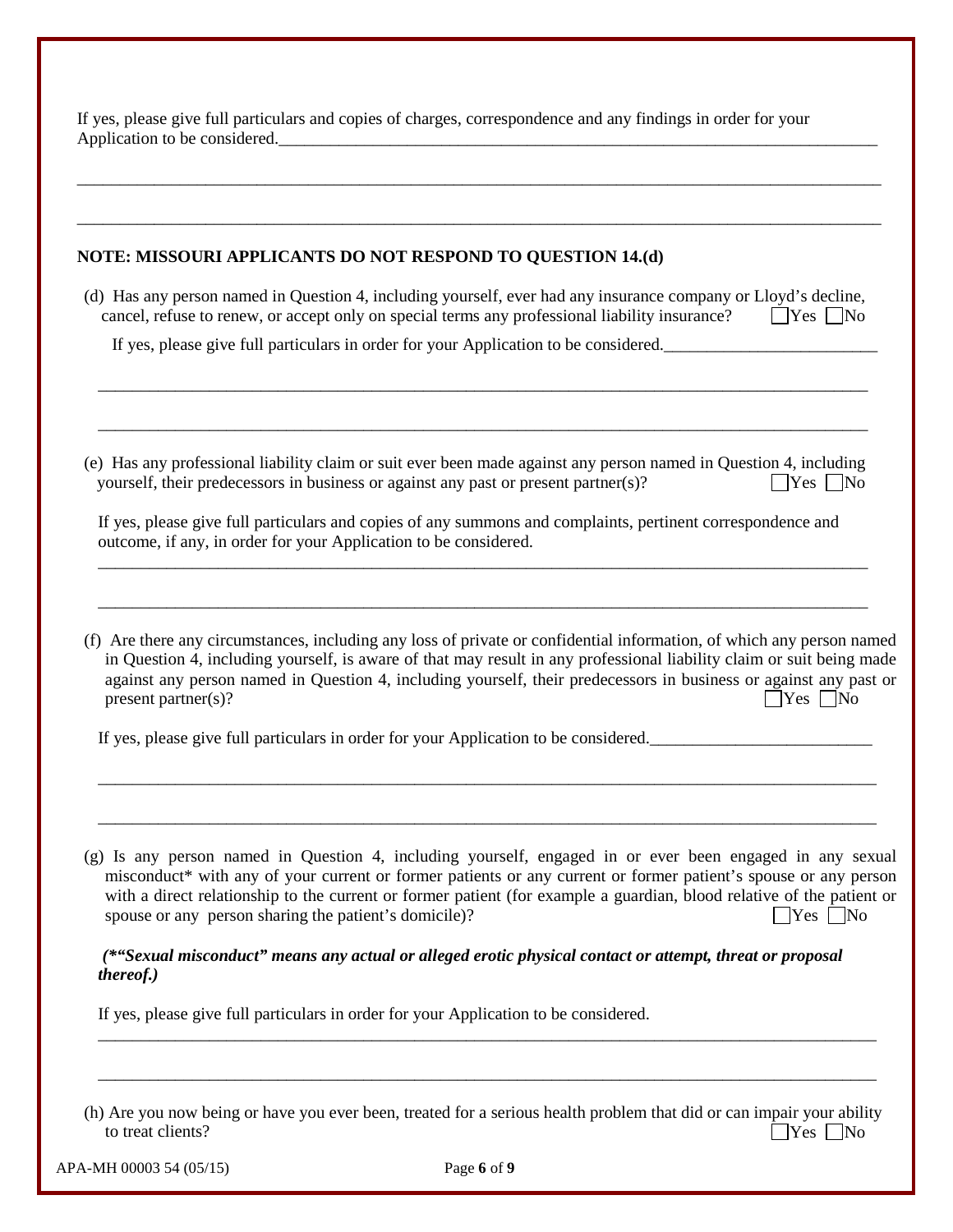If yes, please give full particulars and copies of charges, correspondence and any findings in order for your Application to be considered.\_\_\_\_\_\_\_\_\_\_\_\_\_\_\_\_\_\_\_\_\_\_\_\_\_\_\_\_\_\_\_\_\_\_\_\_\_\_\_\_\_\_\_\_\_\_\_\_\_\_\_\_\_\_\_\_\_\_\_\_\_\_\_\_\_\_\_\_\_\_\_\_\_

**NOTE: MISSOURI APPLICANTS DO NOT RESPOND TO QUESTION 14.(d)**

(d) Has any person named in Question 4, including yourself, ever had any insurance company or Lloyd's decline, cancel, refuse to renew, or accept only on special terms any professional liability insurance? ☐Yes ☐No

If yes, please give full particulars in order for your Application to be considered.\_\_\_\_\_\_\_\_\_\_\_\_\_\_\_\_\_\_\_\_\_\_\_\_\_\_

(e) Has any professional liability claim or suit ever been made against any person named in Question 4, including yourself, their predecessors in business or against any past or present partner(s)? ☐Yes ☐No

If yes, please give full particulars and copies of any summons and complaints, pertinent correspondence and outcome, if any, in order for your Application to be considered.

(f) Are there any circumstances, including any loss of private or confidential information, of which any person named in Question 4, including yourself, is aware of that may result in any professional liability claim or suit being made against any person named in Question 4, including yourself, their predecessors in business or against any past or present partner(s)? ☐Yes ☐No

If yes, please give full particulars in order for your Application to be considered.\_\_\_\_\_\_\_\_\_\_\_\_\_\_\_\_\_\_\_\_\_\_\_\_\_\_

(g) Is any person named in Question 4, including yourself, engaged in or ever been engaged in any sexual misconduct* with any of your current or former patients or any current or former patient's spouse or any person with a direct relationship to the current or former patient (for example a guardian, blood relative of the patient or spouse or any person sharing the patient's domicile)? ☐Yes ☐No

***(\*"Sexual misconduct" means any actual or alleged erotic physical contact or attempt, threat or proposal thereof.)***

If yes, please give full particulars in order for your Application to be considered.

(h) Are you now being or have you ever been, treated for a serious health problem that did or can impair your ability to treat clients? ☐Yes ☐No

APA-MH 00003 54 (05/15)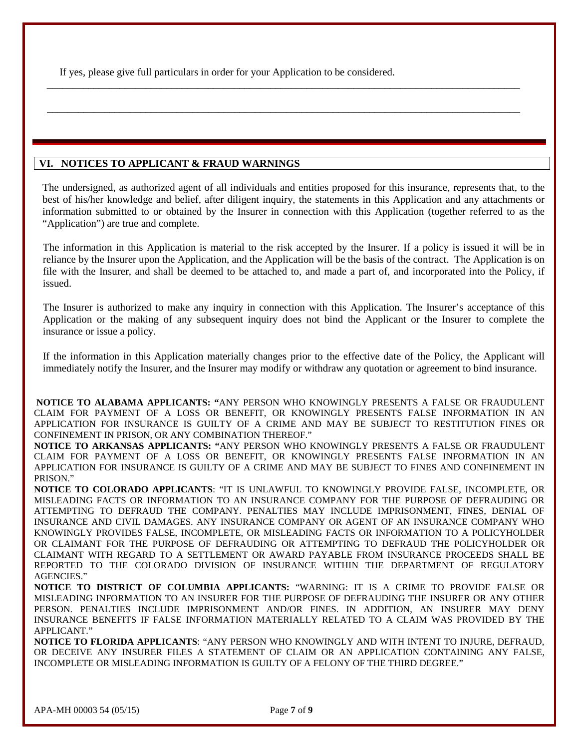If yes, please give full particulars in order for your Application to be considered.

\_\_\_\_\_\_\_\_\_\_\_\_\_\_\_\_\_\_\_\_\_\_\_\_\_\_\_\_\_\_\_\_\_\_\_\_\_\_\_\_\_\_\_\_\_\_\_\_\_\_\_\_\_\_\_\_\_\_\_\_\_\_\_\_\_\_\_\_\_\_\_\_\_\_\_\_\_\_\_\_\_\_\_\_

\_\_\_\_\_\_\_\_\_\_\_\_\_\_\_\_\_\_\_\_\_\_\_\_\_\_\_\_\_\_\_\_\_\_\_\_\_\_\_\_\_\_\_\_\_\_\_\_\_\_\_\_\_\_\_\_\_\_\_\_\_\_\_\_\_\_\_\_\_\_\_\_\_\_\_\_\_\_\_\_\_\_\_\_

## VI. NOTICES TO APPLICANT & FRAUD WARNINGS

The undersigned, as authorized agent of all individuals and entities proposed for this insurance, represents that, to the best of his/her knowledge and belief, after diligent inquiry, the statements in this Application and any attachments or information submitted to or obtained by the Insurer in connection with this Application (together referred to as the "Application") are true and complete.

The information in this Application is material to the risk accepted by the Insurer. If a policy is issued it will be in reliance by the Insurer upon the Application, and the Application will be the basis of the contract. The Application is on file with the Insurer, and shall be deemed to be attached to, and made a part of, and incorporated into the Policy, if issued.

The Insurer is authorized to make any inquiry in connection with this Application. The Insurer's acceptance of this Application or the making of any subsequent inquiry does not bind the Applicant or the Insurer to complete the insurance or issue a policy.

If the information in this Application materially changes prior to the effective date of the Policy, the Applicant will immediately notify the Insurer, and the Insurer may modify or withdraw any quotation or agreement to bind insurance.

**NOTICE TO ALABAMA APPLICANTS: "**ANY PERSON WHO KNOWINGLY PRESENTS A FALSE OR FRAUDULENT CLAIM FOR PAYMENT OF A LOSS OR BENEFIT, OR KNOWINGLY PRESENTS FALSE INFORMATION IN AN APPLICATION FOR INSURANCE IS GUILTY OF A CRIME AND MAY BE SUBJECT TO RESTITUTION FINES OR CONFINEMENT IN PRISON, OR ANY COMBINATION THEREOF."

**NOTICE TO ARKANSAS APPLICANTS: "**ANY PERSON WHO KNOWINGLY PRESENTS A FALSE OR FRAUDULENT CLAIM FOR PAYMENT OF A LOSS OR BENEFIT, OR KNOWINGLY PRESENTS FALSE INFORMATION IN AN APPLICATION FOR INSURANCE IS GUILTY OF A CRIME AND MAY BE SUBJECT TO FINES AND CONFINEMENT IN PRISON."

**NOTICE TO COLORADO APPLICANTS**: "IT IS UNLAWFUL TO KNOWINGLY PROVIDE FALSE, INCOMPLETE, OR MISLEADING FACTS OR INFORMATION TO AN INSURANCE COMPANY FOR THE PURPOSE OF DEFRAUDING OR ATTEMPTING TO DEFRAUD THE COMPANY. PENALTIES MAY INCLUDE IMPRISONMENT, FINES, DENIAL OF INSURANCE AND CIVIL DAMAGES. ANY INSURANCE COMPANY OR AGENT OF AN INSURANCE COMPANY WHO KNOWINGLY PROVIDES FALSE, INCOMPLETE, OR MISLEADING FACTS OR INFORMATION TO A POLICYHOLDER OR CLAIMANT FOR THE PURPOSE OF DEFRAUDING OR ATTEMPTING TO DEFRAUD THE POLICYHOLDER OR CLAIMANT WITH REGARD TO A SETTLEMENT OR AWARD PAYABLE FROM INSURANCE PROCEEDS SHALL BE REPORTED TO THE COLORADO DIVISION OF INSURANCE WITHIN THE DEPARTMENT OF REGULATORY AGENCIES."

**NOTICE TO DISTRICT OF COLUMBIA APPLICANTS:** "WARNING: IT IS A CRIME TO PROVIDE FALSE OR MISLEADING INFORMATION TO AN INSURER FOR THE PURPOSE OF DEFRAUDING THE INSURER OR ANY OTHER PERSON. PENALTIES INCLUDE IMPRISONMENT AND/OR FINES. IN ADDITION, AN INSURER MAY DENY INSURANCE BENEFITS IF FALSE INFORMATION MATERIALLY RELATED TO A CLAIM WAS PROVIDED BY THE APPLICANT."

**NOTICE TO FLORIDA APPLICANTS**: "ANY PERSON WHO KNOWINGLY AND WITH INTENT TO INJURE, DEFRAUD, OR DECEIVE ANY INSURER FILES A STATEMENT OF CLAIM OR AN APPLICATION CONTAINING ANY FALSE, INCOMPLETE OR MISLEADING INFORMATION IS GUILTY OF A FELONY OF THE THIRD DEGREE."

APA-MH 00003 54 (05/15)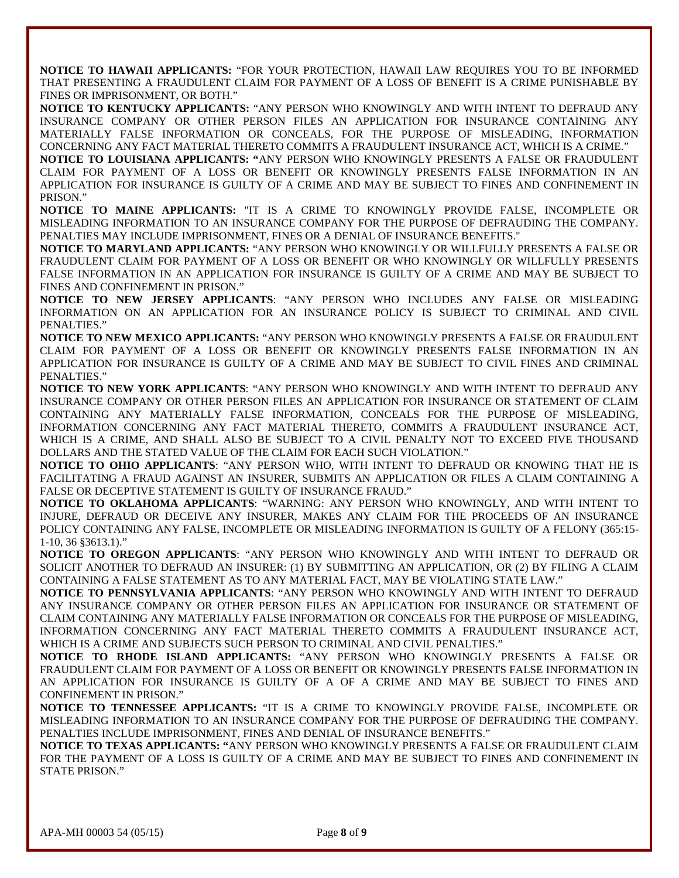**NOTICE TO HAWAII APPLICANTS:** "FOR YOUR PROTECTION, HAWAII LAW REQUIRES YOU TO BE INFORMED THAT PRESENTING A FRAUDULENT CLAIM FOR PAYMENT OF A LOSS OF BENEFIT IS A CRIME PUNISHABLE BY FINES OR IMPRISONMENT, OR BOTH."

**NOTICE TO KENTUCKY APPLICANTS:** "ANY PERSON WHO KNOWINGLY AND WITH INTENT TO DEFRAUD ANY INSURANCE COMPANY OR OTHER PERSON FILES AN APPLICATION FOR INSURANCE CONTAINING ANY MATERIALLY FALSE INFORMATION OR CONCEALS, FOR THE PURPOSE OF MISLEADING, INFORMATION CONCERNING ANY FACT MATERIAL THERETO COMMITS A FRAUDULENT INSURANCE ACT, WHICH IS A CRIME."

**NOTICE TO LOUISIANA APPLICANTS: "**ANY PERSON WHO KNOWINGLY PRESENTS A FALSE OR FRAUDULENT CLAIM FOR PAYMENT OF A LOSS OR BENEFIT OR KNOWINGLY PRESENTS FALSE INFORMATION IN AN APPLICATION FOR INSURANCE IS GUILTY OF A CRIME AND MAY BE SUBJECT TO FINES AND CONFINEMENT IN PRISON."

**NOTICE TO MAINE APPLICANTS:** "IT IS A CRIME TO KNOWINGLY PROVIDE FALSE, INCOMPLETE OR MISLEADING INFORMATION TO AN INSURANCE COMPANY FOR THE PURPOSE OF DEFRAUDING THE COMPANY. PENALTIES MAY INCLUDE IMPRISONMENT, FINES OR A DENIAL OF INSURANCE BENEFITS."

**NOTICE TO MARYLAND APPLICANTS:** "ANY PERSON WHO KNOWINGLY OR WILLFULLY PRESENTS A FALSE OR FRAUDULENT CLAIM FOR PAYMENT OF A LOSS OR BENEFIT OR WHO KNOWINGLY OR WILLFULLY PRESENTS FALSE INFORMATION IN AN APPLICATION FOR INSURANCE IS GUILTY OF A CRIME AND MAY BE SUBJECT TO FINES AND CONFINEMENT IN PRISON."

**NOTICE TO NEW JERSEY APPLICANTS**: "ANY PERSON WHO INCLUDES ANY FALSE OR MISLEADING INFORMATION ON AN APPLICATION FOR AN INSURANCE POLICY IS SUBJECT TO CRIMINAL AND CIVIL PENALTIES."

**NOTICE TO NEW MEXICO APPLICANTS:** "ANY PERSON WHO KNOWINGLY PRESENTS A FALSE OR FRAUDULENT CLAIM FOR PAYMENT OF A LOSS OR BENEFIT OR KNOWINGLY PRESENTS FALSE INFORMATION IN AN APPLICATION FOR INSURANCE IS GUILTY OF A CRIME AND MAY BE SUBJECT TO CIVIL FINES AND CRIMINAL PENALTIES."

**NOTICE TO NEW YORK APPLICANTS**: "ANY PERSON WHO KNOWINGLY AND WITH INTENT TO DEFRAUD ANY INSURANCE COMPANY OR OTHER PERSON FILES AN APPLICATION FOR INSURANCE OR STATEMENT OF CLAIM CONTAINING ANY MATERIALLY FALSE INFORMATION, CONCEALS FOR THE PURPOSE OF MISLEADING, INFORMATION CONCERNING ANY FACT MATERIAL THERETO, COMMITS A FRAUDULENT INSURANCE ACT, WHICH IS A CRIME, AND SHALL ALSO BE SUBJECT TO A CIVIL PENALTY NOT TO EXCEED FIVE THOUSAND DOLLARS AND THE STATED VALUE OF THE CLAIM FOR EACH SUCH VIOLATION."

**NOTICE TO OHIO APPLICANTS**: "ANY PERSON WHO, WITH INTENT TO DEFRAUD OR KNOWING THAT HE IS FACILITATING A FRAUD AGAINST AN INSURER, SUBMITS AN APPLICATION OR FILES A CLAIM CONTAINING A FALSE OR DECEPTIVE STATEMENT IS GUILTY OF INSURANCE FRAUD."

**NOTICE TO OKLAHOMA APPLICANTS**: "WARNING: ANY PERSON WHO KNOWINGLY, AND WITH INTENT TO INJURE, DEFRAUD OR DECEIVE ANY INSURER, MAKES ANY CLAIM FOR THE PROCEEDS OF AN INSURANCE POLICY CONTAINING ANY FALSE, INCOMPLETE OR MISLEADING INFORMATION IS GUILTY OF A FELONY (365:15-1-10, 36 §3613.1)."

**NOTICE TO OREGON APPLICANTS**: "ANY PERSON WHO KNOWINGLY AND WITH INTENT TO DEFRAUD OR SOLICIT ANOTHER TO DEFRAUD AN INSURER: (1) BY SUBMITTING AN APPLICATION, OR (2) BY FILING A CLAIM CONTAINING A FALSE STATEMENT AS TO ANY MATERIAL FACT, MAY BE VIOLATING STATE LAW."

**NOTICE TO PENNSYLVANIA APPLICANTS**: "ANY PERSON WHO KNOWINGLY AND WITH INTENT TO DEFRAUD ANY INSURANCE COMPANY OR OTHER PERSON FILES AN APPLICATION FOR INSURANCE OR STATEMENT OF CLAIM CONTAINING ANY MATERIALLY FALSE INFORMATION OR CONCEALS FOR THE PURPOSE OF MISLEADING, INFORMATION CONCERNING ANY FACT MATERIAL THERETO COMMITS A FRAUDULENT INSURANCE ACT, WHICH IS A CRIME AND SUBJECTS SUCH PERSON TO CRIMINAL AND CIVIL PENALTIES."

**NOTICE TO RHODE ISLAND APPLICANTS:** "ANY PERSON WHO KNOWINGLY PRESENTS A FALSE OR FRAUDULENT CLAIM FOR PAYMENT OF A LOSS OR BENEFIT OR KNOWINGLY PRESENTS FALSE INFORMATION IN AN APPLICATION FOR INSURANCE IS GUILTY OF A OF A CRIME AND MAY BE SUBJECT TO FINES AND CONFINEMENT IN PRISON."

**NOTICE TO TENNESSEE APPLICANTS:** "IT IS A CRIME TO KNOWINGLY PROVIDE FALSE, INCOMPLETE OR MISLEADING INFORMATION TO AN INSURANCE COMPANY FOR THE PURPOSE OF DEFRAUDING THE COMPANY. PENALTIES INCLUDE IMPRISONMENT, FINES AND DENIAL OF INSURANCE BENEFITS."

**NOTICE TO TEXAS APPLICANTS: "**ANY PERSON WHO KNOWINGLY PRESENTS A FALSE OR FRAUDULENT CLAIM FOR THE PAYMENT OF A LOSS IS GUILTY OF A CRIME AND MAY BE SUBJECT TO FINES AND CONFINEMENT IN STATE PRISON."

APA-MH 00003 54 (05/15)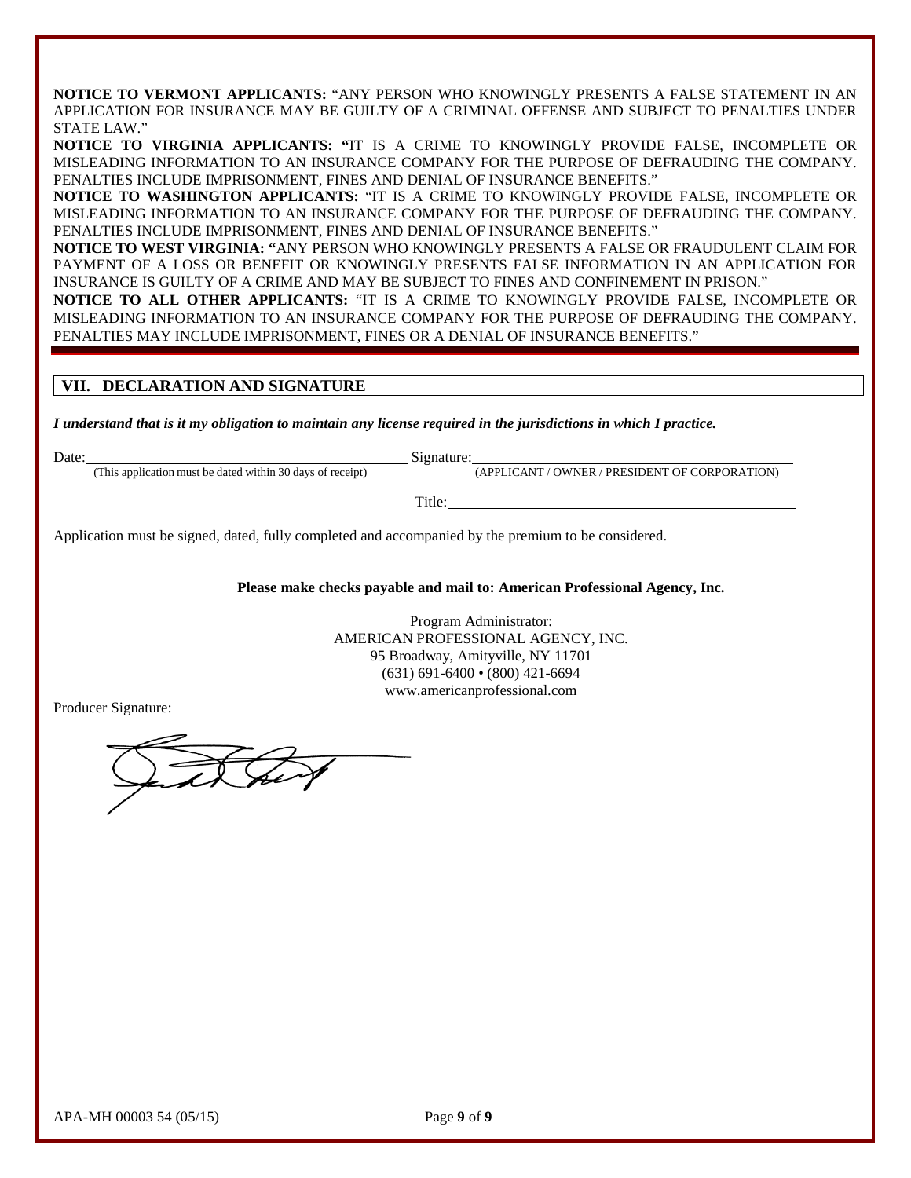**NOTICE TO VERMONT APPLICANTS:** "ANY PERSON WHO KNOWINGLY PRESENTS A FALSE STATEMENT IN AN APPLICATION FOR INSURANCE MAY BE GUILTY OF A CRIMINAL OFFENSE AND SUBJECT TO PENALTIES UNDER STATE LAW."

**NOTICE TO VIRGINIA APPLICANTS:** "IT IS A CRIME TO KNOWINGLY PROVIDE FALSE, INCOMPLETE OR MISLEADING INFORMATION TO AN INSURANCE COMPANY FOR THE PURPOSE OF DEFRAUDING THE COMPANY. PENALTIES INCLUDE IMPRISONMENT, FINES AND DENIAL OF INSURANCE BENEFITS."

**NOTICE TO WASHINGTON APPLICANTS:** "IT IS A CRIME TO KNOWINGLY PROVIDE FALSE, INCOMPLETE OR MISLEADING INFORMATION TO AN INSURANCE COMPANY FOR THE PURPOSE OF DEFRAUDING THE COMPANY. PENALTIES INCLUDE IMPRISONMENT, FINES AND DENIAL OF INSURANCE BENEFITS."

**NOTICE TO WEST VIRGINIA:** "ANY PERSON WHO KNOWINGLY PRESENTS A FALSE OR FRAUDULENT CLAIM FOR PAYMENT OF A LOSS OR BENEFIT OR KNOWINGLY PRESENTS FALSE INFORMATION IN AN APPLICATION FOR INSURANCE IS GUILTY OF A CRIME AND MAY BE SUBJECT TO FINES AND CONFINEMENT IN PRISON."

**NOTICE TO ALL OTHER APPLICANTS:** "IT IS A CRIME TO KNOWINGLY PROVIDE FALSE, INCOMPLETE OR MISLEADING INFORMATION TO AN INSURANCE COMPANY FOR THE PURPOSE OF DEFRAUDING THE COMPANY. PENALTIES MAY INCLUDE IMPRISONMENT, FINES OR A DENIAL OF INSURANCE BENEFITS."

## VII. DECLARATION AND SIGNATURE

***I understand that is it my obligation to maintain any license required in the jurisdictions in which I practice.***

Date: ______________________________ Signature: ______________________________

(This application must be dated within 30 days of receipt) (APPLICANT / OWNER / PRESIDENT OF CORPORATION)

Title: ______________________________

Application must be signed, dated, fully completed and accompanied by the premium to be considered.

**Please make checks payable and mail to: American Professional Agency, Inc.**

Program Administrator:
AMERICAN PROFESSIONAL AGENCY, INC.
95 Broadway, Amityville, NY 11701
(631) 691-6400 • (800) 421-6694
www.americanprofessional.com

Producer Signature:

APA-MH 00003 54 (05/15)